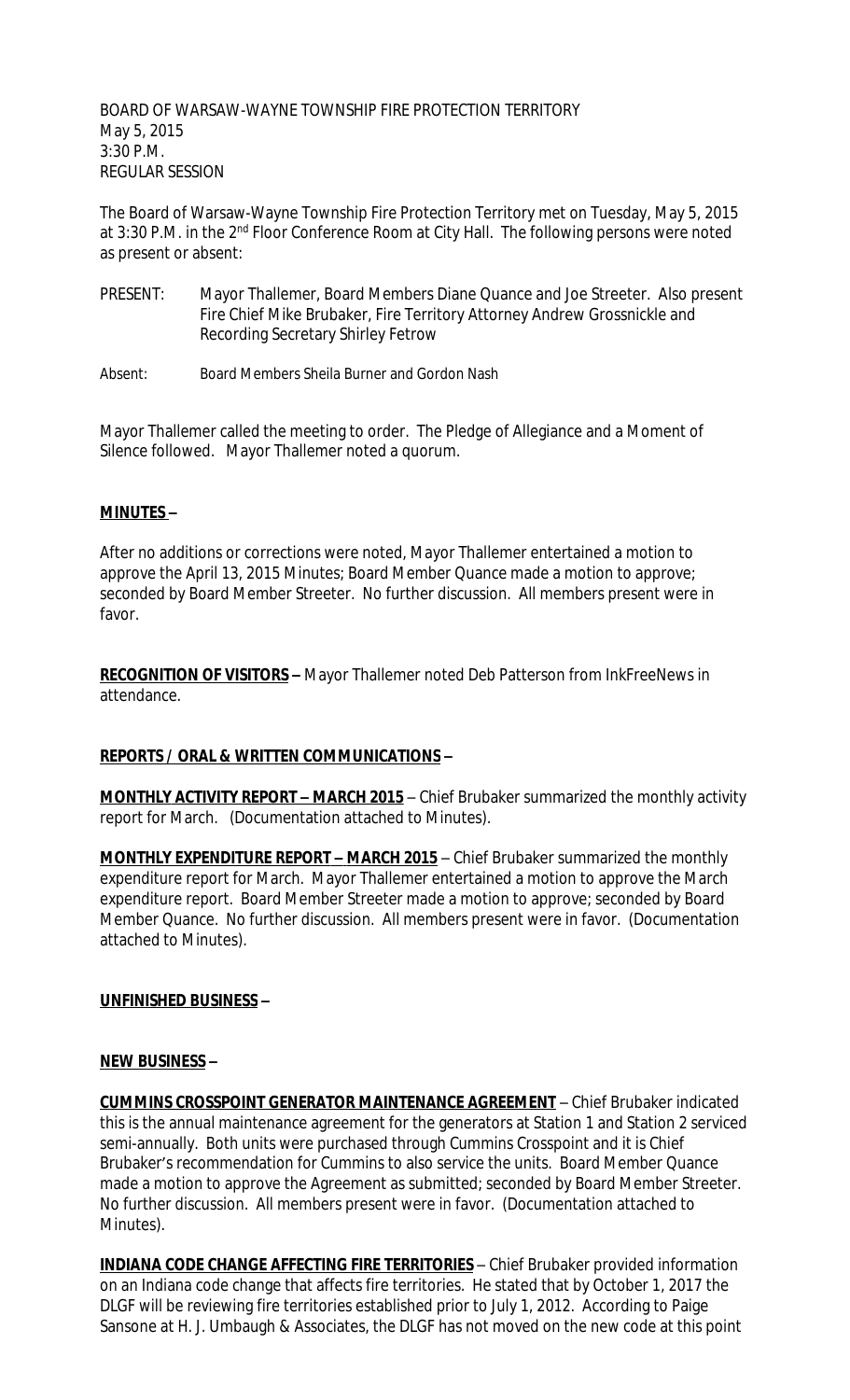BOARD OF WARSAW-WAYNE TOWNSHIP FIRE PROTECTION TERRITORY
May 5, 2015
3:30 P.M.
REGULAR SESSION

The Board of Warsaw-Wayne Township Fire Protection Territory met on Tuesday, May 5, 2015 at 3:30 P.M. in the 2nd Floor Conference Room at City Hall. The following persons were noted as present or absent:

PRESENT: Mayor Thallemer, Board Members Diane Quance and Joe Streeter. Also present Fire Chief Mike Brubaker, Fire Territory Attorney Andrew Grossnickle and Recording Secretary Shirley Fetrow

Absent: Board Members Sheila Burner and Gordon Nash

Mayor Thallemer called the meeting to order. The Pledge of Allegiance and a Moment of Silence followed. Mayor Thallemer noted a quorum.

**MINUTES –**

After no additions or corrections were noted, Mayor Thallemer entertained a motion to approve the April 13, 2015 Minutes; Board Member Quance made a motion to approve; seconded by Board Member Streeter. No further discussion. All members present were in favor.

**RECOGNITION OF VISITORS –** Mayor Thallemer noted Deb Patterson from InkFreeNews in attendance.

**REPORTS / ORAL & WRITTEN COMMUNICATIONS –**

**MONTHLY ACTIVITY REPORT – MARCH 2015** – Chief Brubaker summarized the monthly activity report for March. (Documentation attached to Minutes).

**MONTHLY EXPENDITURE REPORT – MARCH 2015** – Chief Brubaker summarized the monthly expenditure report for March. Mayor Thallemer entertained a motion to approve the March expenditure report. Board Member Streeter made a motion to approve; seconded by Board Member Quance. No further discussion. All members present were in favor. (Documentation attached to Minutes).

**UNFINISHED BUSINESS –**

**NEW BUSINESS –**

**CUMMINS CROSSPOINT GENERATOR MAINTENANCE AGREEMENT** – Chief Brubaker indicated this is the annual maintenance agreement for the generators at Station 1 and Station 2 serviced semi-annually. Both units were purchased through Cummins Crosspoint and it is Chief Brubaker's recommendation for Cummins to also service the units. Board Member Quance made a motion to approve the Agreement as submitted; seconded by Board Member Streeter. No further discussion. All members present were in favor. (Documentation attached to Minutes).

**INDIANA CODE CHANGE AFFECTING FIRE TERRITORIES** – Chief Brubaker provided information on an Indiana code change that affects fire territories. He stated that by October 1, 2017 the DLGF will be reviewing fire territories established prior to July 1, 2012. According to Paige Sansone at H. J. Umbaugh & Associates, the DLGF has not moved on the new code at this point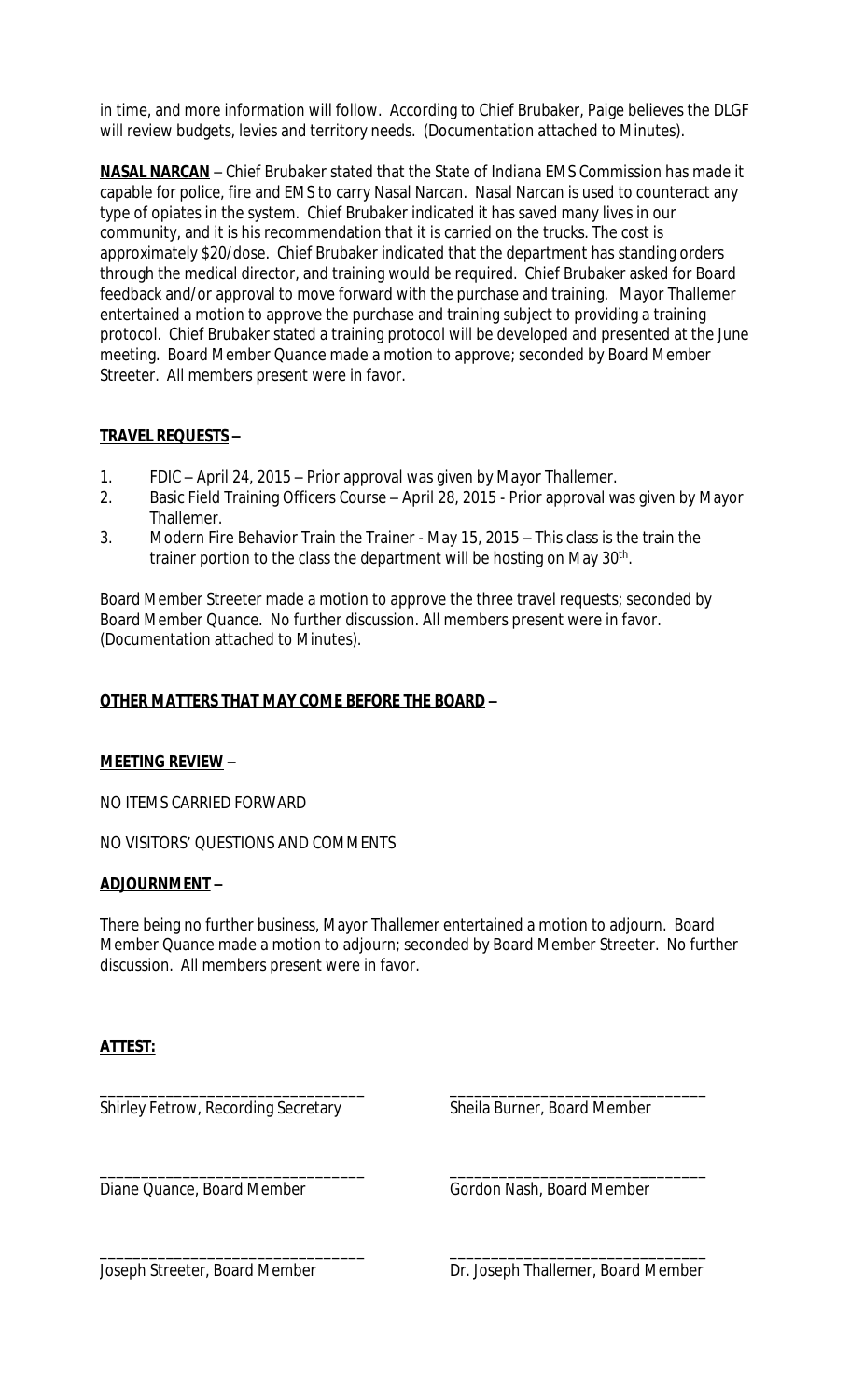in time, and more information will follow. According to Chief Brubaker, Paige believes the DLGF will review budgets, levies and territory needs. (Documentation attached to Minutes).

**NASAL NARCAN** – Chief Brubaker stated that the State of Indiana EMS Commission has made it capable for police, fire and EMS to carry Nasal Narcan. Nasal Narcan is used to counteract any type of opiates in the system. Chief Brubaker indicated it has saved many lives in our community, and it is his recommendation that it is carried on the trucks. The cost is approximately $20/dose. Chief Brubaker indicated that the department has standing orders through the medical director, and training would be required. Chief Brubaker asked for Board feedback and/or approval to move forward with the purchase and training. Mayor Thallemer entertained a motion to approve the purchase and training subject to providing a training protocol. Chief Brubaker stated a training protocol will be developed and presented at the June meeting. Board Member Quance made a motion to approve; seconded by Board Member Streeter. All members present were in favor.

**TRAVEL REQUESTS –**

1. FDIC – April 24, 2015 – Prior approval was given by Mayor Thallemer.
2. Basic Field Training Officers Course – April 28, 2015 - Prior approval was given by Mayor Thallemer.
3. Modern Fire Behavior Train the Trainer - May 15, 2015 – This class is the train the trainer portion to the class the department will be hosting on May 30th.

Board Member Streeter made a motion to approve the three travel requests; seconded by Board Member Quance. No further discussion. All members present were in favor. (Documentation attached to Minutes).

**OTHER MATTERS THAT MAY COME BEFORE THE BOARD –**

**MEETING REVIEW –**

NO ITEMS CARRIED FORWARD

NO VISITORS' QUESTIONS AND COMMENTS

**ADJOURNMENT –**

There being no further business, Mayor Thallemer entertained a motion to adjourn. Board Member Quance made a motion to adjourn; seconded by Board Member Streeter. No further discussion. All members present were in favor.

**ATTEST:**

| | |
|---|---|
| ______________________________ | ______________________________ |
| Shirley Fetrow, Recording Secretary | Sheila Burner, Board Member |
| ______________________________ | ______________________________ |
| Diane Quance, Board Member | Gordon Nash, Board Member |
| ______________________________ | ______________________________ |
| Joseph Streeter, Board Member | Dr. Joseph Thallemer, Board Member |